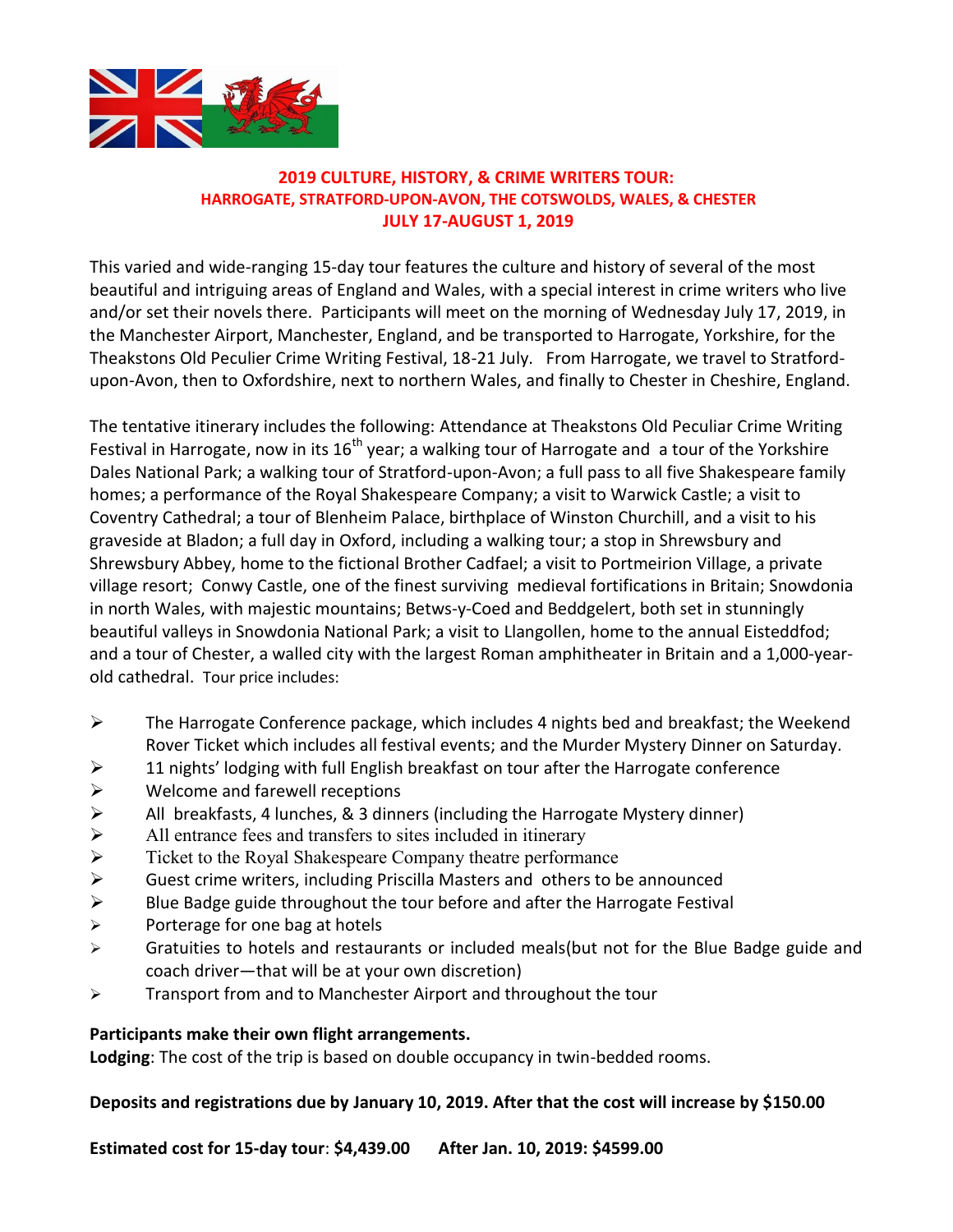# 2019 CULTURE, HISTORY, & CRIME WRITERS TOUR:
## HARROGATE, STRATFORD-UPON-AVON, THE COTSWOLDS, WALES, & CHESTER
## JULY 17-AUGUST 1, 2019

This varied and wide-ranging 15-day tour features the culture and history of several of the most beautiful and intriguing areas of England and Wales, with a special interest in crime writers who live and/or set their novels there. Participants will meet on the morning of Wednesday July 17, 2019, in the Manchester Airport, Manchester, England, and be transported to Harrogate, Yorkshire, for the Theakstons Old Peculier Crime Writing Festival, 18-21 July. From Harrogate, we travel to Stratford-upon-Avon, then to Oxfordshire, next to northern Wales, and finally to Chester in Cheshire, England.

The tentative itinerary includes the following: Attendance at Theakstons Old Peculiar Crime Writing Festival in Harrogate, now in its 16th year; a walking tour of Harrogate and a tour of the Yorkshire Dales National Park; a walking tour of Stratford-upon-Avon; a full pass to all five Shakespeare family homes; a performance of the Royal Shakespeare Company; a visit to Warwick Castle; a visit to Coventry Cathedral; a tour of Blenheim Palace, birthplace of Winston Churchill, and a visit to his graveside at Bladon; a full day in Oxford, including a walking tour; a stop in Shrewsbury and Shrewsbury Abbey, home to the fictional Brother Cadfael; a visit to Portmeirion Village, a private village resort; Conwy Castle, one of the finest surviving medieval fortifications in Britain; Snowdonia in north Wales, with majestic mountains; Betws-y-Coed and Beddgelert, both set in stunningly beautiful valleys in Snowdonia National Park; a visit to Llangollen, home to the annual Eisteddfod; and a tour of Chester, a walled city with the largest Roman amphitheater in Britain and a 1,000-year-old cathedral. Tour price includes:

- The Harrogate Conference package, which includes 4 nights bed and breakfast; the Weekend Rover Ticket which includes all festival events; and the Murder Mystery Dinner on Saturday.
- 11 nights' lodging with full English breakfast on tour after the Harrogate conference
- Welcome and farewell receptions
- All breakfasts, 4 lunches, & 3 dinners (including the Harrogate Mystery dinner)
- All entrance fees and transfers to sites included in itinerary
- Ticket to the Royal Shakespeare Company theatre performance
- Guest crime writers, including Priscilla Masters and others to be announced
- Blue Badge guide throughout the tour before and after the Harrogate Festival
- Porterage for one bag at hotels
- Gratuities to hotels and restaurants or included meals(but not for the Blue Badge guide and coach driver—that will be at your own discretion)
- Transport from and to Manchester Airport and throughout the tour

**Participants make their own flight arrangements.**
**Lodging**: The cost of the trip is based on double occupancy in twin-bedded rooms.

**Deposits and registrations due by January 10, 2019. After that the cost will increase by $150.00**

**Estimated cost for 15-day tour**: **$4,439.00** **After Jan. 10, 2019: $4599.00**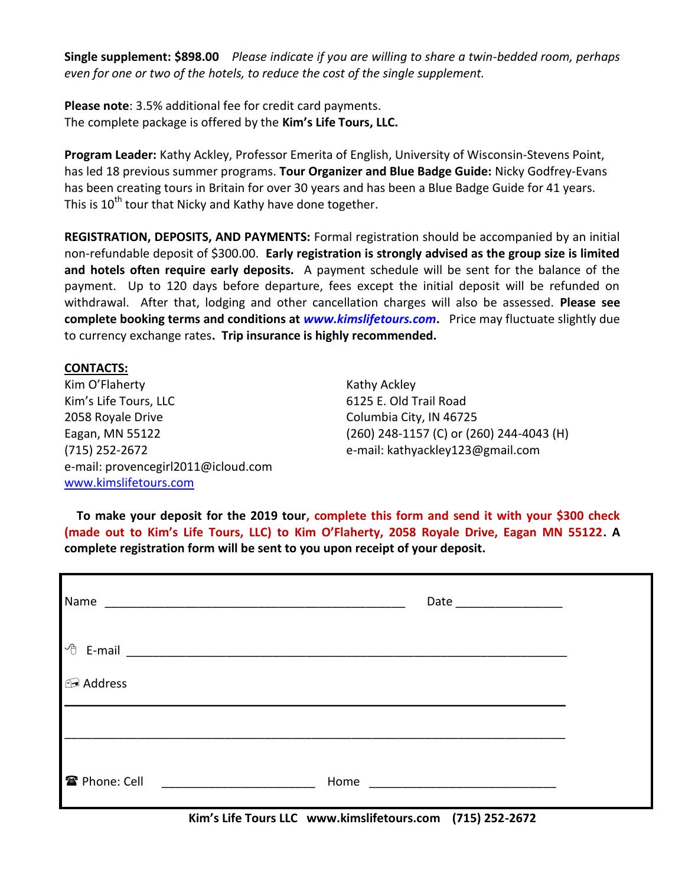**Single supplement: $898.00** *Please indicate if you are willing to share a twin-bedded room, perhaps even for one or two of the hotels, to reduce the cost of the single supplement.*

**Please note**: 3.5% additional fee for credit card payments.
The complete package is offered by the **Kim's Life Tours, LLC.**

**Program Leader:** Kathy Ackley, Professor Emerita of English, University of Wisconsin-Stevens Point, has led 18 previous summer programs. **Tour Organizer and Blue Badge Guide:** Nicky Godfrey-Evans has been creating tours in Britain for over 30 years and has been a Blue Badge Guide for 41 years. This is 10th tour that Nicky and Kathy have done together.

**REGISTRATION, DEPOSITS, AND PAYMENTS:** Formal registration should be accompanied by an initial non-refundable deposit of $300.00. **Early registration is strongly advised as the group size is limited and hotels often require early deposits.** A payment schedule will be sent for the balance of the payment. Up to 120 days before departure, fees except the initial deposit will be refunded on withdrawal. After that, lodging and other cancellation charges will also be assessed. **Please see complete booking terms and conditions at *www.kimslifetours.com*.** Price may fluctuate slightly due to currency exchange rates**. Trip insurance is highly recommended.**

**CONTACTS:**

Kim O'Flaherty
Kim's Life Tours, LLC
2058 Royale Drive
Eagan, MN 55122
(715) 252-2672
e-mail: provencegirl2011@icloud.com
www.kimslifetours.com

Kathy Ackley
6125 E. Old Trail Road
Columbia City, IN 46725
(260) 248-1157 (C) or (260) 244-4043 (H)
e-mail: kathyackley123@gmail.com

**To make your deposit for the 2019 tour, complete this form and send it with your $300 check (made out to Kim's Life Tours, LLC) to Kim O'Flaherty, 2058 Royale Drive, Eagan MN 55122. A complete registration form will be sent to you upon receipt of your deposit.**

Name ____________________________________________ Date _______________

E-mail ________________________________________________________________

Address

_______________________________________________________________________

_______________________________________________________________________

Phone: Cell ______________________ Home ___________________________

**Kim's Life Tours LLC www.kimslifetours.com (715) 252-2672**